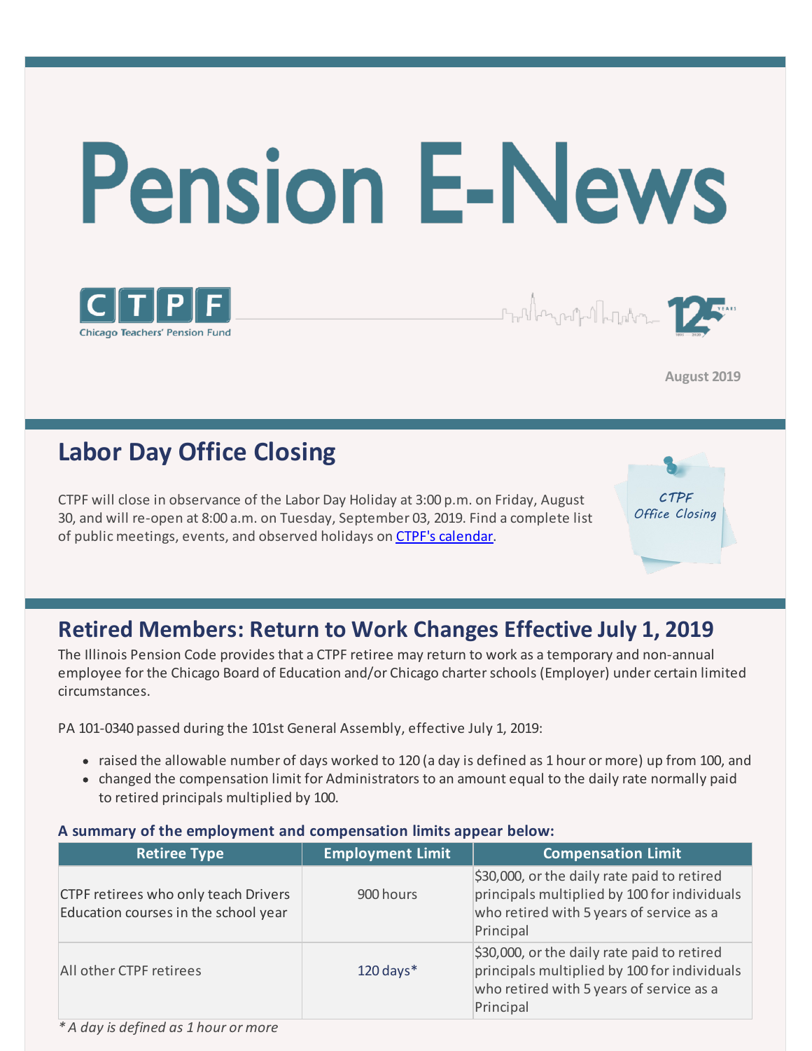# Pension E-News

CTPF
Chicago Teachers' Pension Fund

August 2019

## Labor Day Office Closing

CTPF will close in observance of the Labor Day Holiday at 3:00 p.m. on Friday, August 30, and will re-open at 8:00 a.m. on Tuesday, September 03, 2019. Find a complete list of public meetings, events, and observed holidays on [CTPF's calendar](#).

CTPF Office Closing

## Retired Members: Return to Work Changes Effective July 1, 2019

The Illinois Pension Code provides that a CTPF retiree may return to work as a temporary and non-annual employee for the Chicago Board of Education and/or Chicago charter schools (Employer) under certain limited circumstances.

PA 101-0340 passed during the 101st General Assembly, effective July 1, 2019:

- raised the allowable number of days worked to 120 (a day is defined as 1 hour or more) up from 100, and
- changed the compensation limit for Administrators to an amount equal to the daily rate normally paid to retired principals multiplied by 100.

**A summary of the employment and compensation limits appear below:**

| Retiree Type | Employment Limit | Compensation Limit |
| --- | --- | --- |
| CTPF retirees who only teach Drivers Education courses in the school year | 900 hours | $30,000, or the daily rate paid to retired principals multiplied by 100 for individuals who retired with 5 years of service as a Principal |
| All other CTPF retirees | 120 days* | $30,000, or the daily rate paid to retired principals multiplied by 100 for individuals who retired with 5 years of service as a Principal |

*\* A day is defined as 1 hour or more*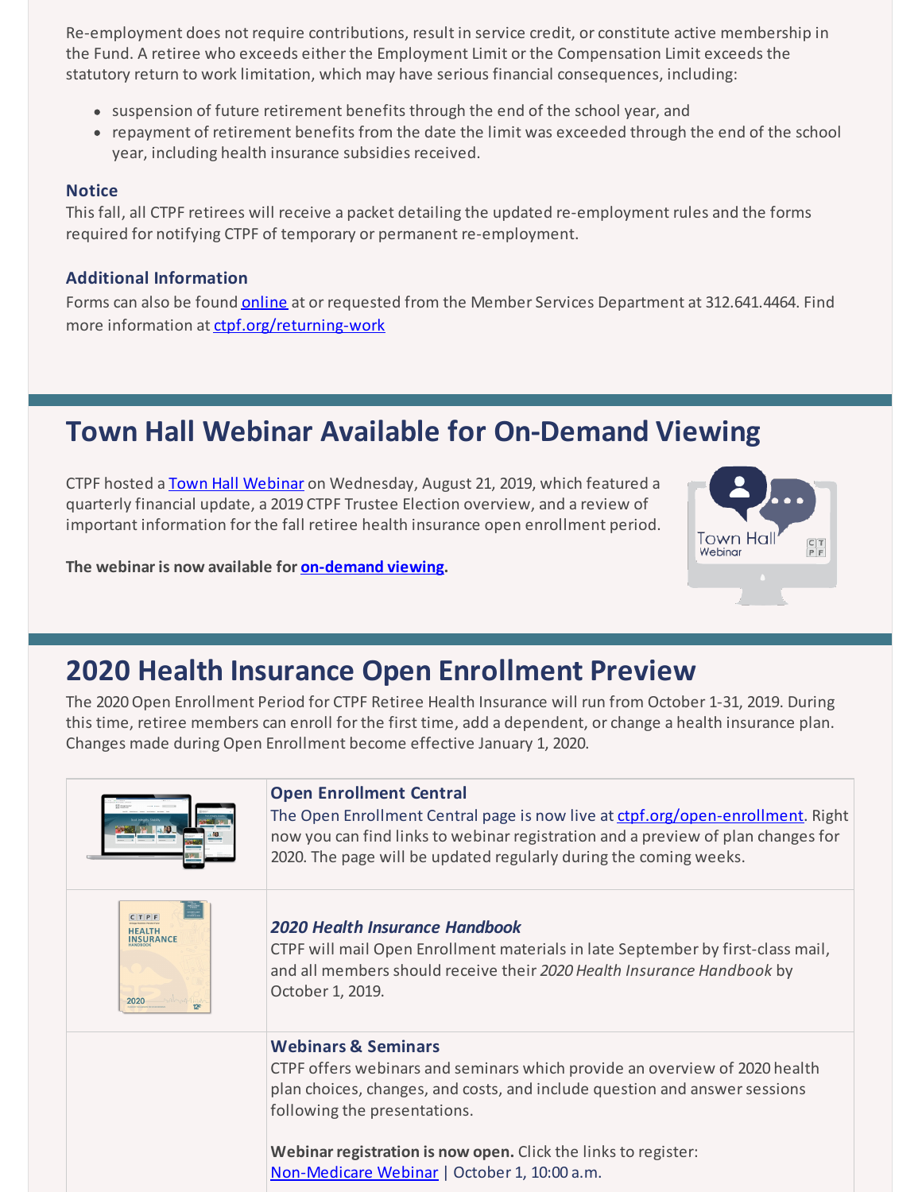Re-employment does not require contributions, result in service credit, or constitute active membership in the Fund. A retiree who exceeds either the Employment Limit or the Compensation Limit exceeds the statutory return to work limitation, which may have serious financial consequences, including:

- suspension of future retirement benefits through the end of the school year, and
- repayment of retirement benefits from the date the limit was exceeded through the end of the school year, including health insurance subsidies received.

### Notice

This fall, all CTPF retirees will receive a packet detailing the updated re-employment rules and the forms required for notifying CTPF of temporary or permanent re-employment.

### Additional Information

Forms can also be found online at or requested from the Member Services Department at 312.641.4464. Find more information at ctpf.org/returning-work

## Town Hall Webinar Available for On-Demand Viewing

CTPF hosted a Town Hall Webinar on Wednesday, August 21, 2019, which featured a quarterly financial update, a 2019 CTPF Trustee Election overview, and a review of important information for the fall retiree health insurance open enrollment period.

**The webinar is now available for on-demand viewing.**

## 2020 Health Insurance Open Enrollment Preview

The 2020 Open Enrollment Period for CTPF Retiree Health Insurance will run from October 1-31, 2019. During this time, retiree members can enroll for the first time, add a dependent, or change a health insurance plan. Changes made during Open Enrollment become effective January 1, 2020.

### Open Enrollment Central

The Open Enrollment Central page is now live at ctpf.org/open-enrollment. Right now you can find links to webinar registration and a preview of plan changes for 2020. The page will be updated regularly during the coming weeks.

### *2020 Health Insurance Handbook*

CTPF will mail Open Enrollment materials in late September by first-class mail, and all members should receive their *2020 Health Insurance Handbook* by October 1, 2019.

### Webinars & Seminars

CTPF offers webinars and seminars which provide an overview of 2020 health plan choices, changes, and costs, and include question and answer sessions following the presentations.

**Webinar registration is now open.** Click the links to register:
Non-Medicare Webinar | October 1, 10:00 a.m.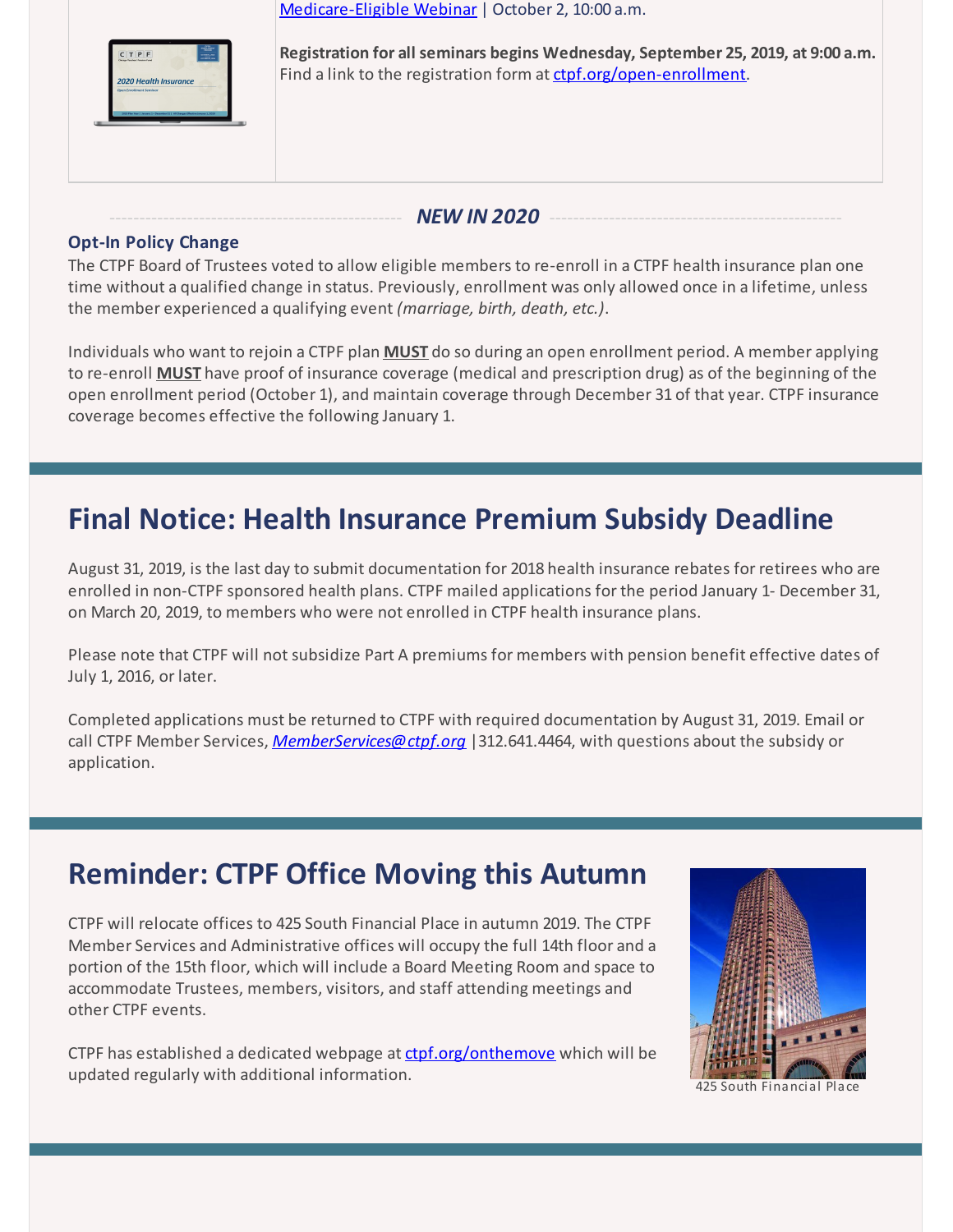[Medicare-Eligible Webinar](#) | October 2, 10:00 a.m.

**Registration for all seminars begins Wednesday, September 25, 2019, at 9:00 a.m.** Find a link to the registration form at [ctpf.org/open-enrollment](#).

***NEW IN 2020***

### Opt-In Policy Change

The CTPF Board of Trustees voted to allow eligible members to re-enroll in a CTPF health insurance plan one time without a qualified change in status. Previously, enrollment was only allowed once in a lifetime, unless the member experienced a qualifying event *(marriage, birth, death, etc.)*.

Individuals who want to rejoin a CTPF plan **MUST** do so during an open enrollment period. A member applying to re-enroll **MUST** have proof of insurance coverage (medical and prescription drug) as of the beginning of the open enrollment period (October 1), and maintain coverage through December 31 of that year. CTPF insurance coverage becomes effective the following January 1.

## Final Notice: Health Insurance Premium Subsidy Deadline

August 31, 2019, is the last day to submit documentation for 2018 health insurance rebates for retirees who are enrolled in non-CTPF sponsored health plans. CTPF mailed applications for the period January 1- December 31, on March 20, 2019, to members who were not enrolled in CTPF health insurance plans.

Please note that CTPF will not subsidize Part A premiums for members with pension benefit effective dates of July 1, 2016, or later.

Completed applications must be returned to CTPF with required documentation by August 31, 2019. Email or call CTPF Member Services, *MemberServices@ctpf.org* |312.641.4464, with questions about the subsidy or application.

## Reminder: CTPF Office Moving this Autumn

CTPF will relocate offices to 425 South Financial Place in autumn 2019. The CTPF Member Services and Administrative offices will occupy the full 14th floor and a portion of the 15th floor, which will include a Board Meeting Room and space to accommodate Trustees, members, visitors, and staff attending meetings and other CTPF events.

CTPF has established a dedicated webpage at [ctpf.org/onthemove](#) which will be updated regularly with additional information.

425 South Financial Place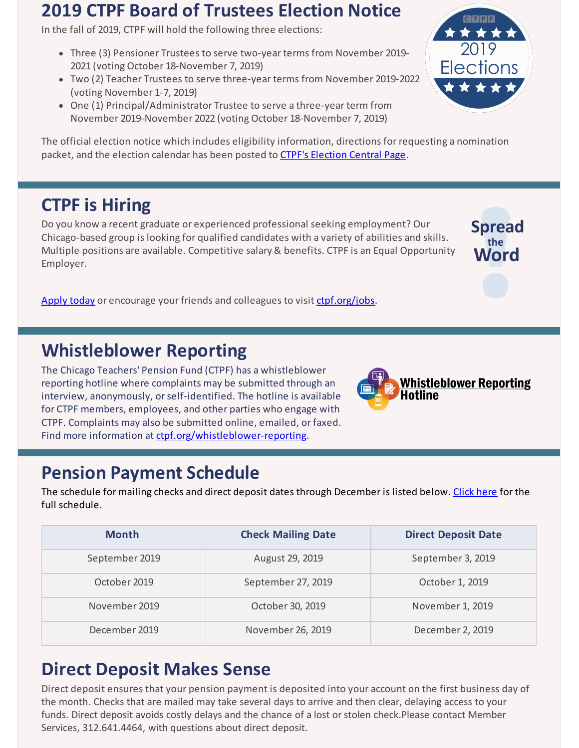## 2019 CTPF Board of Trustees Election Notice

In the fall of 2019, CTPF will hold the following three elections:

- Three (3) Pensioner Trustees to serve two-year terms from November 2019-2021 (voting October 18-November 7, 2019)
- Two (2) Teacher Trustees to serve three-year terms from November 2019-2022 (voting November 1-7, 2019)
- One (1) Principal/Administrator Trustee to serve a three-year term from November 2019-November 2022 (voting October 18-November 7, 2019)

The official election notice which includes eligibility information, directions for requesting a nomination packet, and the election calendar has been posted to CTPF's Election Central Page.

## CTPF is Hiring

Do you know a recent graduate or experienced professional seeking employment? Our Chicago-based group is looking for qualified candidates with a variety of abilities and skills. Multiple positions are available. Competitive salary & benefits. CTPF is an Equal Opportunity Employer.

Apply today or encourage your friends and colleagues to visit ctpf.org/jobs.

## Whistleblower Reporting

The Chicago Teachers' Pension Fund (CTPF) has a whistleblower reporting hotline where complaints may be submitted through an interview, anonymously, or self-identified. The hotline is available for CTPF members, employees, and other parties who engage with CTPF. Complaints may also be submitted online, emailed, or faxed. Find more information at ctpf.org/whistleblower-reporting.

## Pension Payment Schedule

The schedule for mailing checks and direct deposit dates through December is listed below. Click here for the full schedule.

| Month | Check Mailing Date | Direct Deposit Date |
| --- | --- | --- |
| September 2019 | August 29, 2019 | September 3, 2019 |
| October 2019 | September 27, 2019 | October 1, 2019 |
| November 2019 | October 30, 2019 | November 1, 2019 |
| December 2019 | November 26, 2019 | December 2, 2019 |

## Direct Deposit Makes Sense

Direct deposit ensures that your pension payment is deposited into your account on the first business day of the month. Checks that are mailed may take several days to arrive and then clear, delaying access to your funds. Direct deposit avoids costly delays and the chance of a lost or stolen check.Please contact Member Services, 312.641.4464, with questions about direct deposit.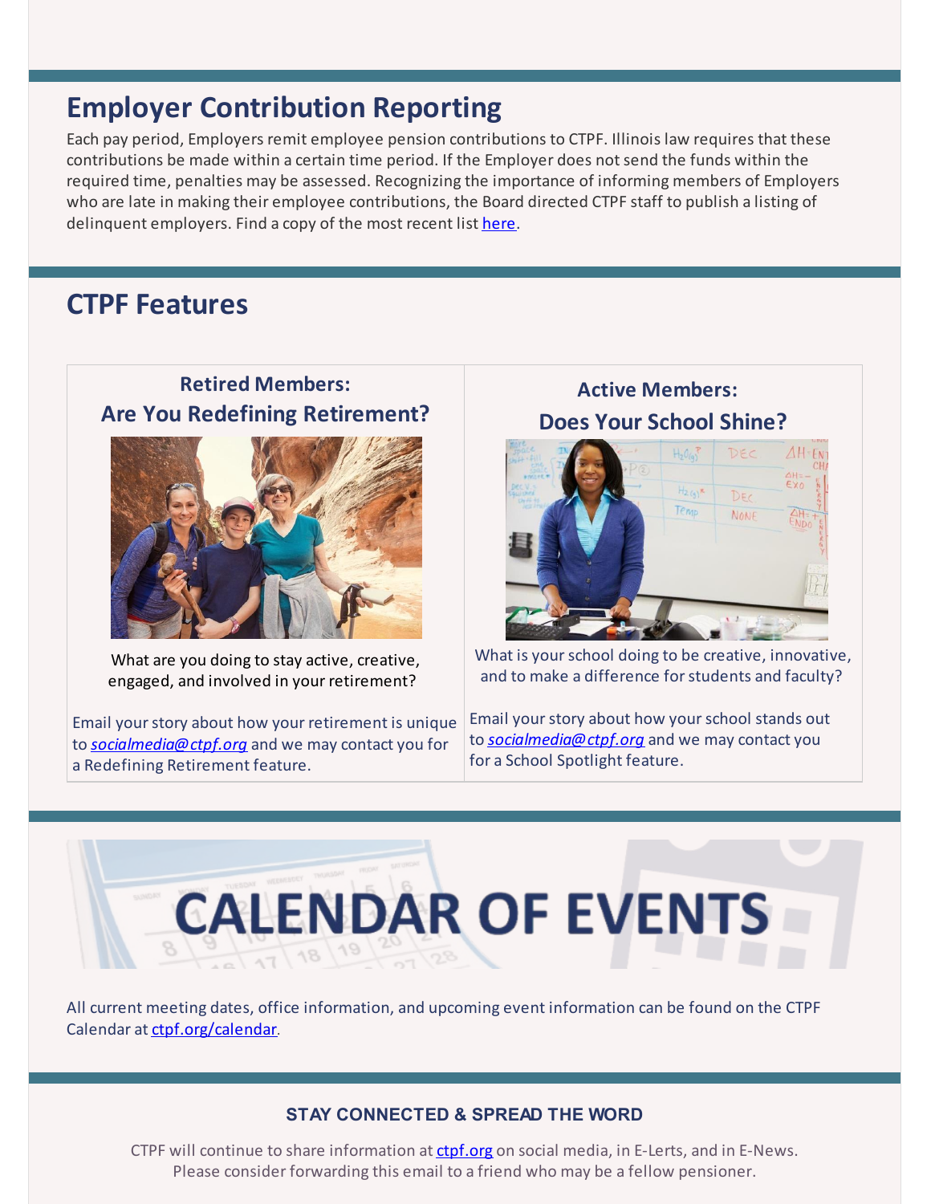## Employer Contribution Reporting

Each pay period, Employers remit employee pension contributions to CTPF. Illinois law requires that these contributions be made within a certain time period. If the Employer does not send the funds within the required time, penalties may be assessed. Recognizing the importance of informing members of Employers who are late in making their employee contributions, the Board directed CTPF staff to publish a listing of delinquent employers. Find a copy of the most recent list here.

## CTPF Features

### Retired Members: Are You Redefining Retirement?

What are you doing to stay active, creative, engaged, and involved in your retirement?

Email your story about how your retirement is unique to *socialmedia@ctpf.org* and we may contact you for a Redefining Retirement feature.

### Active Members: Does Your School Shine?

What is your school doing to be creative, innovative, and to make a difference for students and faculty?

Email your story about how your school stands out to *socialmedia@ctpf.org* and we may contact you for a School Spotlight feature.

## CALENDAR OF EVENTS

All current meeting dates, office information, and upcoming event information can be found on the CTPF Calendar at ctpf.org/calendar.

**STAY CONNECTED & SPREAD THE WORD**

CTPF will continue to share information at ctpf.org on social media, in E-Lerts, and in E-News. Please consider forwarding this email to a friend who may be a fellow pensioner.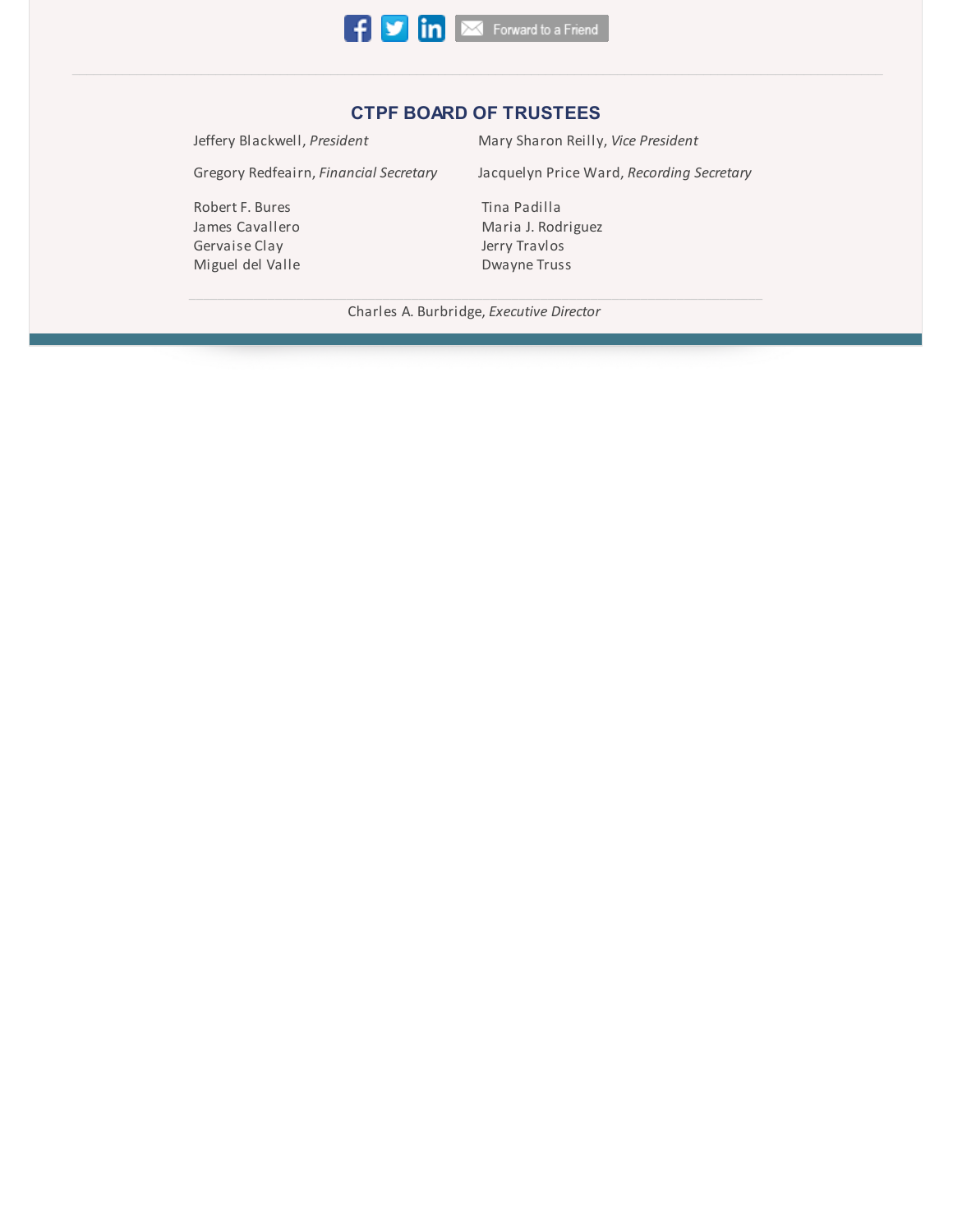Forward to a Friend

## CTPF BOARD OF TRUSTEES

Jeffery Blackwell, *President*

Mary Sharon Reilly, *Vice President*

Gregory Redfeairn, *Financial Secretary*

Jacquelyn Price Ward, *Recording Secretary*

Robert F. Bures
James Cavallero
Gervaise Clay
Miguel del Valle

Tina Padilla
Maria J. Rodriguez
Jerry Travlos
Dwayne Truss

---

Charles A. Burbridge, *Executive Director*